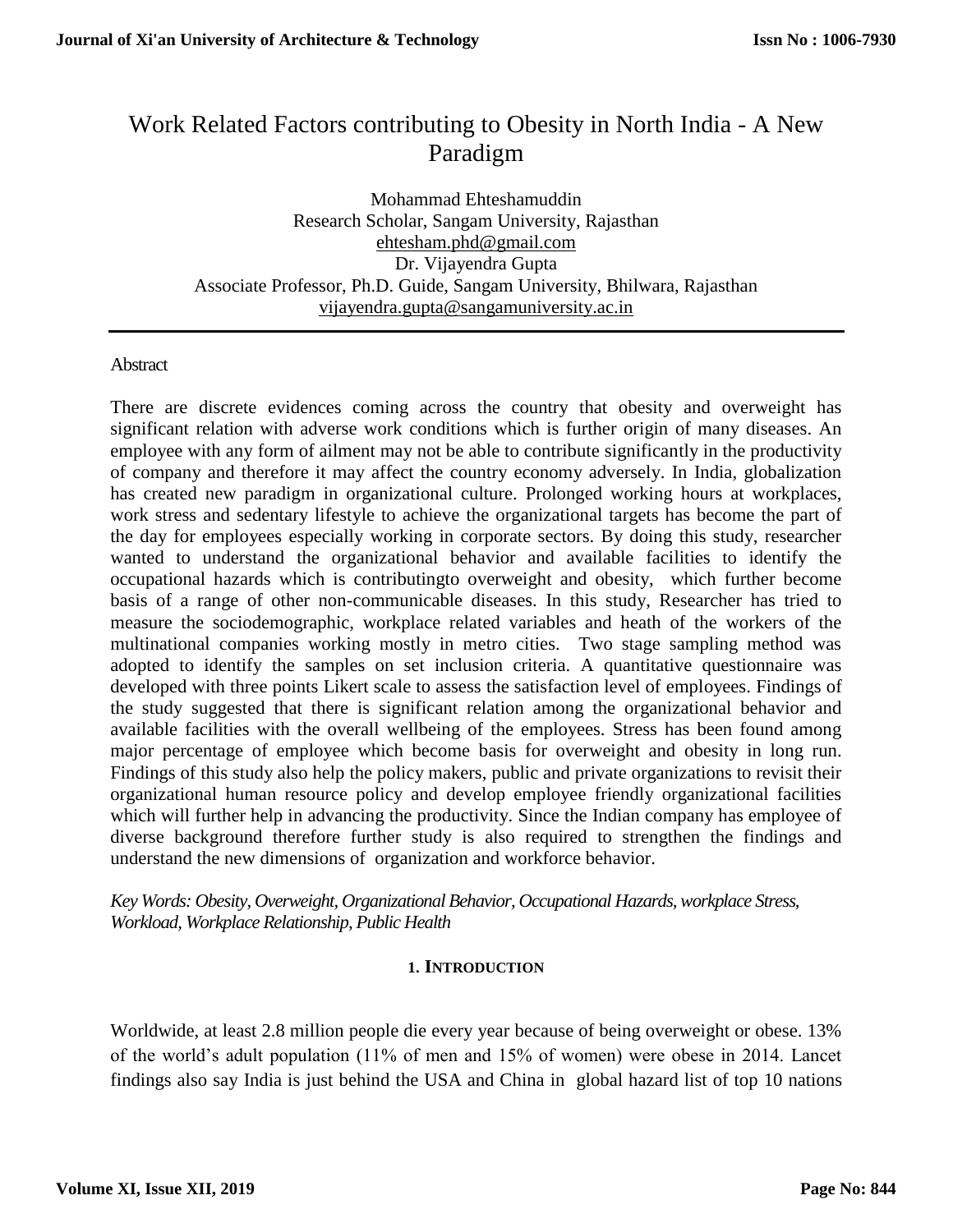# Work Related Factors contributing to Obesity in North India - A New Paradigm

Mohammad Ehteshamuddin
Research Scholar, Sangam University, Rajasthan
ehtesham.phd@gmail.com
Dr. Vijayendra Gupta
Associate Professor, Ph.D. Guide, Sangam University, Bhilwara, Rajasthan
vijayendra.gupta@sangamuniversity.ac.in

---

Abstract

There are discrete evidences coming across the country that obesity and overweight has significant relation with adverse work conditions which is further origin of many diseases. An employee with any form of ailment may not be able to contribute significantly in the productivity of company and therefore it may affect the country economy adversely. In India, globalization has created new paradigm in organizational culture. Prolonged working hours at workplaces, work stress and sedentary lifestyle to achieve the organizational targets has become the part of the day for employees especially working in corporate sectors. By doing this study, researcher wanted to understand the organizational behavior and available facilities to identify the occupational hazards which is contributingto overweight and obesity, which further become basis of a range of other non-communicable diseases. In this study, Researcher has tried to measure the sociodemographic, workplace related variables and heath of the workers of the multinational companies working mostly in metro cities. Two stage sampling method was adopted to identify the samples on set inclusion criteria. A quantitative questionnaire was developed with three points Likert scale to assess the satisfaction level of employees. Findings of the study suggested that there is significant relation among the organizational behavior and available facilities with the overall wellbeing of the employees. Stress has been found among major percentage of employee which become basis for overweight and obesity in long run. Findings of this study also help the policy makers, public and private organizations to revisit their organizational human resource policy and develop employee friendly organizational facilities which will further help in advancing the productivity. Since the Indian company has employee of diverse background therefore further study is also required to strengthen the findings and understand the new dimensions of organization and workforce behavior.

*Key Words: Obesity, Overweight, Organizational Behavior, Occupational Hazards, workplace Stress, Workload, Workplace Relationship, Public Health*

## 1. INTRODUCTION

Worldwide, at least 2.8 million people die every year because of being overweight or obese. 13% of the world's adult population (11% of men and 15% of women) were obese in 2014. Lancet findings also say India is just behind the USA and China in global hazard list of top 10 nations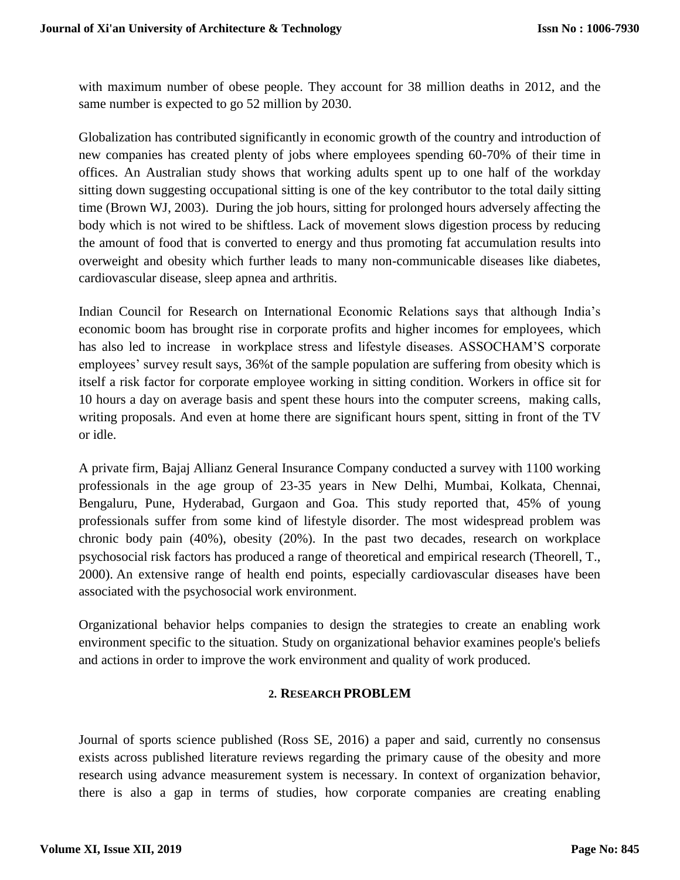with maximum number of obese people. They account for 38 million deaths in 2012, and the same number is expected to go 52 million by 2030.

Globalization has contributed significantly in economic growth of the country and introduction of new companies has created plenty of jobs where employees spending 60-70% of their time in offices. An Australian study shows that working adults spent up to one half of the workday sitting down suggesting occupational sitting is one of the key contributor to the total daily sitting time (Brown WJ, 2003). During the job hours, sitting for prolonged hours adversely affecting the body which is not wired to be shiftless. Lack of movement slows digestion process by reducing the amount of food that is converted to energy and thus promoting fat accumulation results into overweight and obesity which further leads to many non-communicable diseases like diabetes, cardiovascular disease, sleep apnea and arthritis.

Indian Council for Research on International Economic Relations says that although India's economic boom has brought rise in corporate profits and higher incomes for employees, which has also led to increase in workplace stress and lifestyle diseases. ASSOCHAM'S corporate employees' survey result says, 36%t of the sample population are suffering from obesity which is itself a risk factor for corporate employee working in sitting condition. Workers in office sit for 10 hours a day on average basis and spent these hours into the computer screens, making calls, writing proposals. And even at home there are significant hours spent, sitting in front of the TV or idle.

A private firm, Bajaj Allianz General Insurance Company conducted a survey with 1100 working professionals in the age group of 23-35 years in New Delhi, Mumbai, Kolkata, Chennai, Bengaluru, Pune, Hyderabad, Gurgaon and Goa. This study reported that, 45% of young professionals suffer from some kind of lifestyle disorder. The most widespread problem was chronic body pain (40%), obesity (20%). In the past two decades, research on workplace psychosocial risk factors has produced a range of theoretical and empirical research (Theorell, T., 2000). An extensive range of health end points, especially cardiovascular diseases have been associated with the psychosocial work environment.

Organizational behavior helps companies to design the strategies to create an enabling work environment specific to the situation. Study on organizational behavior examines people's beliefs and actions in order to improve the work environment and quality of work produced.

## 2. RESEARCH PROBLEM

Journal of sports science published (Ross SE, 2016) a paper and said, currently no consensus exists across published literature reviews regarding the primary cause of the obesity and more research using advance measurement system is necessary. In context of organization behavior, there is also a gap in terms of studies, how corporate companies are creating enabling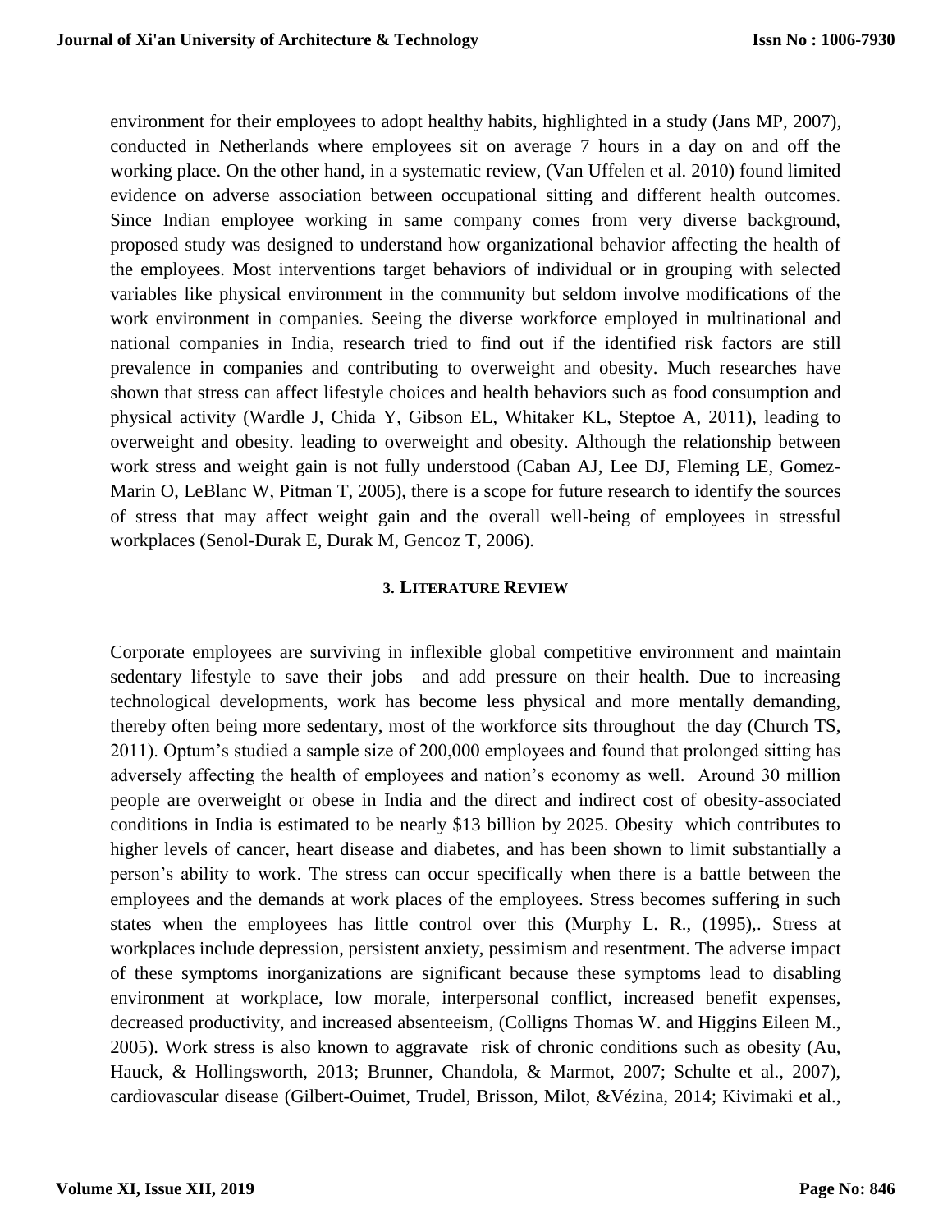environment for their employees to adopt healthy habits, highlighted in a study (Jans MP, 2007), conducted in Netherlands where employees sit on average 7 hours in a day on and off the working place. On the other hand, in a systematic review, (Van Uffelen et al. 2010) found limited evidence on adverse association between occupational sitting and different health outcomes. Since Indian employee working in same company comes from very diverse background, proposed study was designed to understand how organizational behavior affecting the health of the employees. Most interventions target behaviors of individual or in grouping with selected variables like physical environment in the community but seldom involve modifications of the work environment in companies. Seeing the diverse workforce employed in multinational and national companies in India, research tried to find out if the identified risk factors are still prevalence in companies and contributing to overweight and obesity. Much researches have shown that stress can affect lifestyle choices and health behaviors such as food consumption and physical activity (Wardle J, Chida Y, Gibson EL, Whitaker KL, Steptoe A, 2011), leading to overweight and obesity. leading to overweight and obesity. Although the relationship between work stress and weight gain is not fully understood (Caban AJ, Lee DJ, Fleming LE, Gomez-Marin O, LeBlanc W, Pitman T, 2005), there is a scope for future research to identify the sources of stress that may affect weight gain and the overall well-being of employees in stressful workplaces (Senol-Durak E, Durak M, Gencoz T, 2006).

## 3. Literature Review

Corporate employees are surviving in inflexible global competitive environment and maintain sedentary lifestyle to save their jobs and add pressure on their health. Due to increasing technological developments, work has become less physical and more mentally demanding, thereby often being more sedentary, most of the workforce sits throughout the day (Church TS, 2011). Optum's studied a sample size of 200,000 employees and found that prolonged sitting has adversely affecting the health of employees and nation's economy as well. Around 30 million people are overweight or obese in India and the direct and indirect cost of obesity-associated conditions in India is estimated to be nearly $13 billion by 2025. Obesity which contributes to higher levels of cancer, heart disease and diabetes, and has been shown to limit substantially a person's ability to work. The stress can occur specifically when there is a battle between the employees and the demands at work places of the employees. Stress becomes suffering in such states when the employees has little control over this (Murphy L. R., (1995),. Stress at workplaces include depression, persistent anxiety, pessimism and resentment. The adverse impact of these symptoms inorganizations are significant because these symptoms lead to disabling environment at workplace, low morale, interpersonal conflict, increased benefit expenses, decreased productivity, and increased absenteeism, (Colligns Thomas W. and Higgins Eileen M., 2005). Work stress is also known to aggravate risk of chronic conditions such as obesity (Au, Hauck, & Hollingsworth, 2013; Brunner, Chandola, & Marmot, 2007; Schulte et al., 2007), cardiovascular disease (Gilbert-Ouimet, Trudel, Brisson, Milot, &Vézina, 2014; Kivimaki et al.,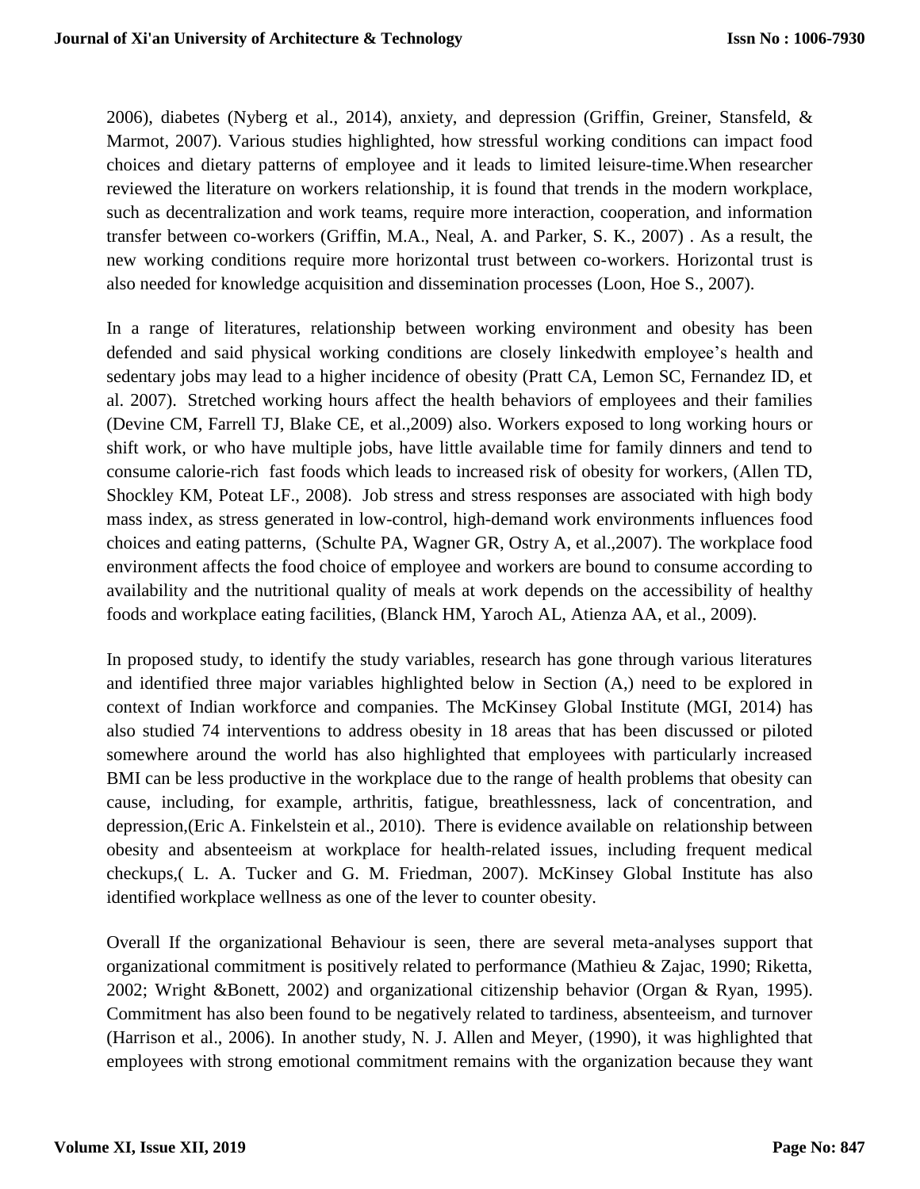2006), diabetes (Nyberg et al., 2014), anxiety, and depression (Griffin, Greiner, Stansfeld, & Marmot, 2007). Various studies highlighted, how stressful working conditions can impact food choices and dietary patterns of employee and it leads to limited leisure-time.When researcher reviewed the literature on workers relationship, it is found that trends in the modern workplace, such as decentralization and work teams, require more interaction, cooperation, and information transfer between co-workers (Griffin, M.A., Neal, A. and Parker, S. K., 2007) . As a result, the new working conditions require more horizontal trust between co-workers. Horizontal trust is also needed for knowledge acquisition and dissemination processes (Loon, Hoe S., 2007).

In a range of literatures, relationship between working environment and obesity has been defended and said physical working conditions are closely linkedwith employee's health and sedentary jobs may lead to a higher incidence of obesity (Pratt CA, Lemon SC, Fernandez ID, et al. 2007). Stretched working hours affect the health behaviors of employees and their families (Devine CM, Farrell TJ, Blake CE, et al.,2009) also. Workers exposed to long working hours or shift work, or who have multiple jobs, have little available time for family dinners and tend to consume calorie-rich fast foods which leads to increased risk of obesity for workers, (Allen TD, Shockley KM, Poteat LF., 2008). Job stress and stress responses are associated with high body mass index, as stress generated in low-control, high-demand work environments influences food choices and eating patterns, (Schulte PA, Wagner GR, Ostry A, et al.,2007). The workplace food environment affects the food choice of employee and workers are bound to consume according to availability and the nutritional quality of meals at work depends on the accessibility of healthy foods and workplace eating facilities, (Blanck HM, Yaroch AL, Atienza AA, et al., 2009).

In proposed study, to identify the study variables, research has gone through various literatures and identified three major variables highlighted below in Section (A,) need to be explored in context of Indian workforce and companies. The McKinsey Global Institute (MGI, 2014) has also studied 74 interventions to address obesity in 18 areas that has been discussed or piloted somewhere around the world has also highlighted that employees with particularly increased BMI can be less productive in the workplace due to the range of health problems that obesity can cause, including, for example, arthritis, fatigue, breathlessness, lack of concentration, and depression,(Eric A. Finkelstein et al., 2010). There is evidence available on relationship between obesity and absenteeism at workplace for health-related issues, including frequent medical checkups,( L. A. Tucker and G. M. Friedman, 2007). McKinsey Global Institute has also identified workplace wellness as one of the lever to counter obesity.

Overall If the organizational Behaviour is seen, there are several meta-analyses support that organizational commitment is positively related to performance (Mathieu & Zajac, 1990; Riketta, 2002; Wright &Bonett, 2002) and organizational citizenship behavior (Organ & Ryan, 1995). Commitment has also been found to be negatively related to tardiness, absenteeism, and turnover (Harrison et al., 2006). In another study, N. J. Allen and Meyer, (1990), it was highlighted that employees with strong emotional commitment remains with the organization because they want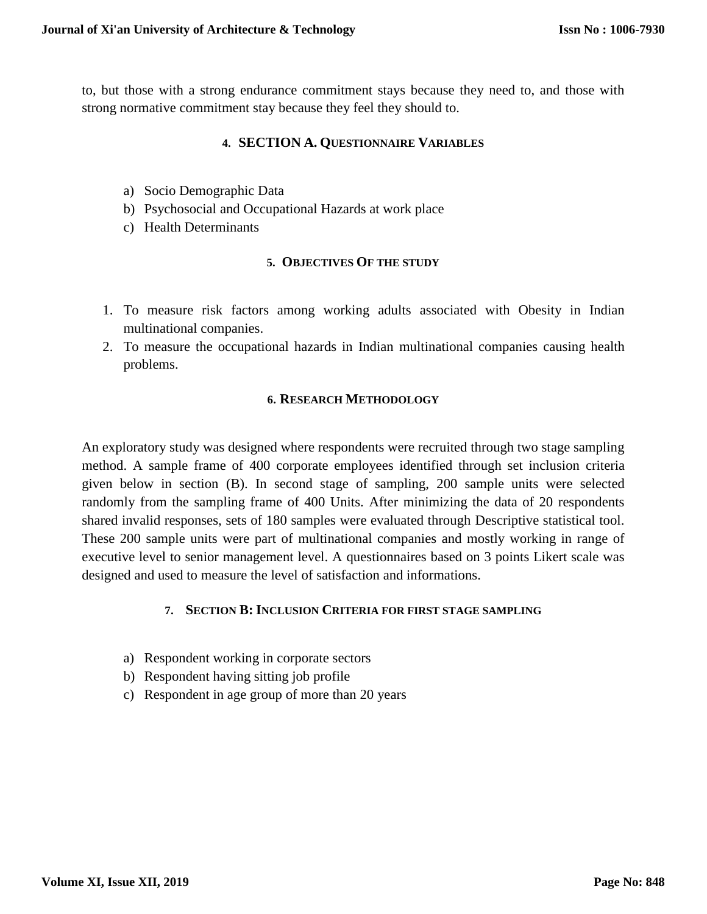to, but those with a strong endurance commitment stays because they need to, and those with strong normative commitment stay because they feel they should to.

## 4. SECTION A. QUESTIONNAIRE VARIABLES

a) Socio Demographic Data
b) Psychosocial and Occupational Hazards at work place
c) Health Determinants

## 5. OBJECTIVES OF THE STUDY

1. To measure risk factors among working adults associated with Obesity in Indian multinational companies.
2. To measure the occupational hazards in Indian multinational companies causing health problems.

## 6. RESEARCH METHODOLOGY

An exploratory study was designed where respondents were recruited through two stage sampling method. A sample frame of 400 corporate employees identified through set inclusion criteria given below in section (B). In second stage of sampling, 200 sample units were selected randomly from the sampling frame of 400 Units. After minimizing the data of 20 respondents shared invalid responses, sets of 180 samples were evaluated through Descriptive statistical tool. These 200 sample units were part of multinational companies and mostly working in range of executive level to senior management level. A questionnaires based on 3 points Likert scale was designed and used to measure the level of satisfaction and informations.

## 7. SECTION B: INCLUSION CRITERIA FOR FIRST STAGE SAMPLING

a) Respondent working in corporate sectors
b) Respondent having sitting job profile
c) Respondent in age group of more than 20 years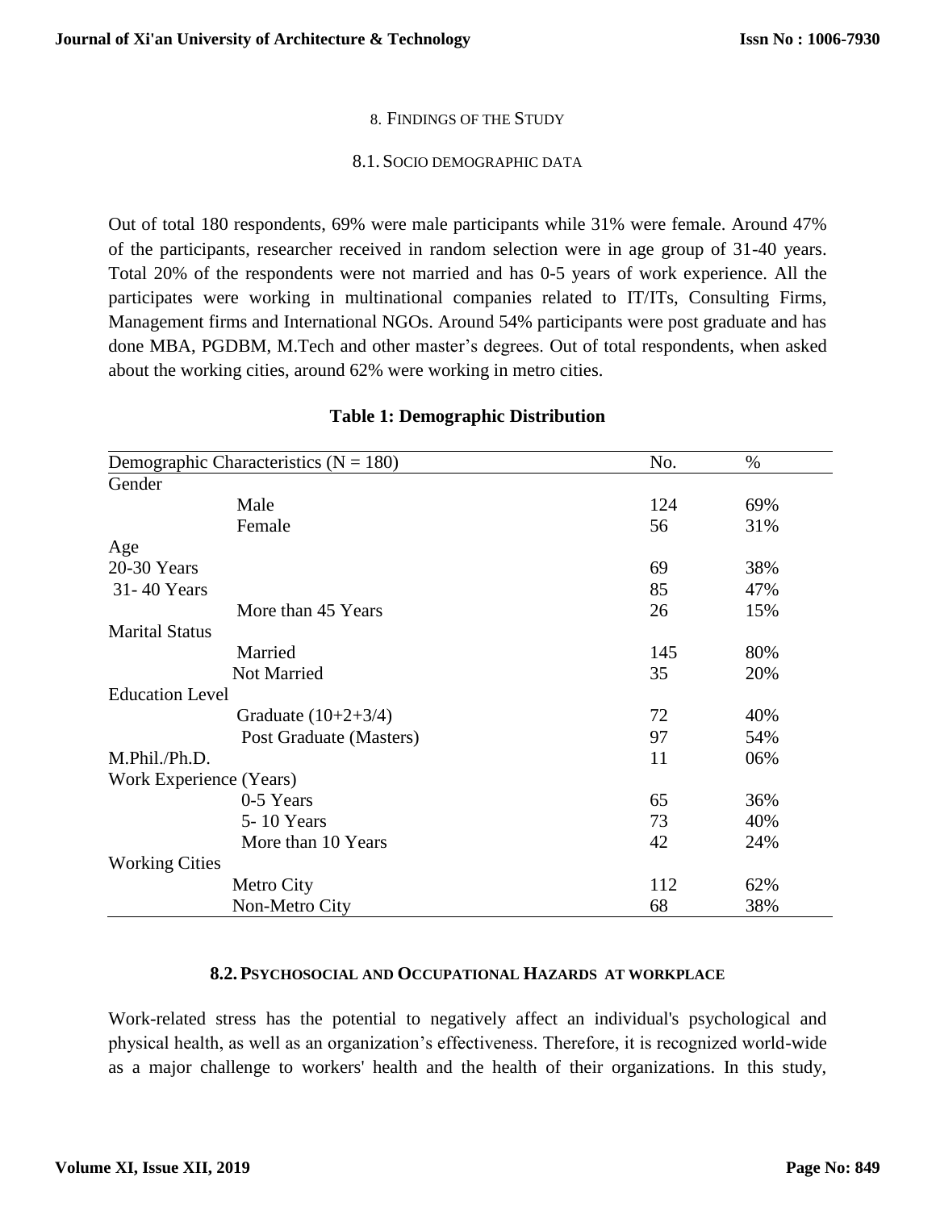## 8. Findings of the Study

### 8.1. Socio demographic data

Out of total 180 respondents, 69% were male participants while 31% were female. Around 47% of the participants, researcher received in random selection were in age group of 31-40 years. Total 20% of the respondents were not married and has 0-5 years of work experience. All the participates were working in multinational companies related to IT/ITs, Consulting Firms, Management firms and International NGOs. Around 54% participants were post graduate and has done MBA, PGDBM, M.Tech and other master's degrees. Out of total respondents, when asked about the working cities, around 62% were working in metro cities.

**Table 1: Demographic Distribution**

| Demographic Characteristics (N = 180) | No. | % |
|---|---|---|
| Gender | | |
| Male | 124 | 69% |
| Female | 56 | 31% |
| Age | | |
| 20-30 Years | 69 | 38% |
| 31- 40 Years | 85 | 47% |
| More than 45 Years | 26 | 15% |
| Marital Status | | |
| Married | 145 | 80% |
| Not Married | 35 | 20% |
| Education Level | | |
| Graduate (10+2+3/4) | 72 | 40% |
| Post Graduate (Masters) | 97 | 54% |
| M.Phil./Ph.D. | 11 | 06% |
| Work Experience (Years) | | |
| 0-5 Years | 65 | 36% |
| 5- 10 Years | 73 | 40% |
| More than 10 Years | 42 | 24% |
| Working Cities | | |
| Metro City | 112 | 62% |
| Non-Metro City | 68 | 38% |

### 8.2. Psychosocial and Occupational Hazards at workplace

Work-related stress has the potential to negatively affect an individual's psychological and physical health, as well as an organization's effectiveness. Therefore, it is recognized world-wide as a major challenge to workers' health and the health of their organizations. In this study,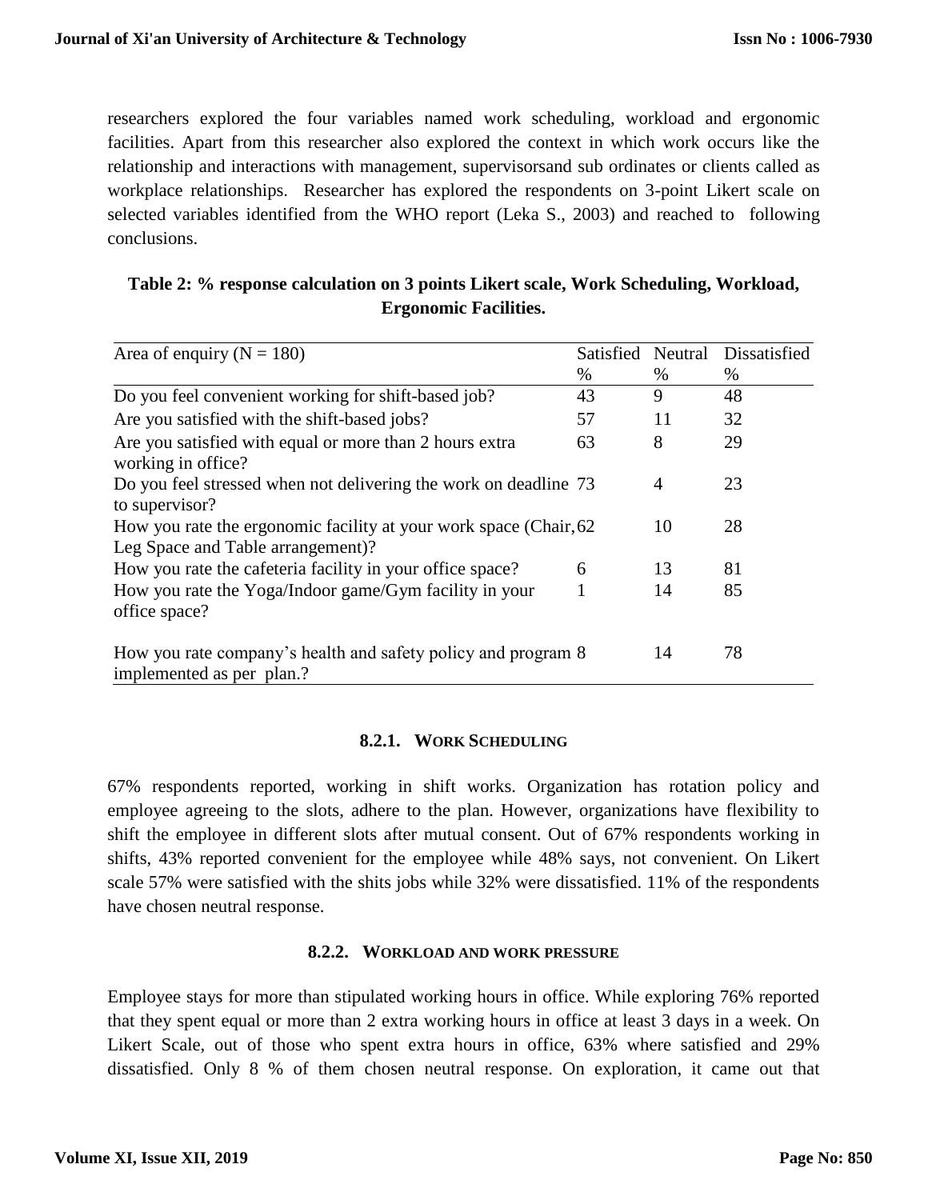researchers explored the four variables named work scheduling, workload and ergonomic facilities. Apart from this researcher also explored the context in which work occurs like the relationship and interactions with management, supervisorsand sub ordinates or clients called as workplace relationships. Researcher has explored the respondents on 3-point Likert scale on selected variables identified from the WHO report (Leka S., 2003) and reached to following conclusions.

**Table 2: % response calculation on 3 points Likert scale, Work Scheduling, Workload, Ergonomic Facilities.**

| Area of enquiry (N = 180) | Satisfied % | Neutral % | Dissatisfied % |
|---|---|---|---|
| Do you feel convenient working for shift-based job? | 43 | 9 | 48 |
| Are you satisfied with the shift-based jobs? | 57 | 11 | 32 |
| Are you satisfied with equal or more than 2 hours extra working in office? | 63 | 8 | 29 |
| Do you feel stressed when not delivering the work on deadline to supervisor? | 73 | 4 | 23 |
| How you rate the ergonomic facility at your work space (Chair, Leg Space and Table arrangement)? | 62 | 10 | 28 |
| How you rate the cafeteria facility in your office space? | 6 | 13 | 81 |
| How you rate the Yoga/Indoor game/Gym facility in your office space? | 1 | 14 | 85 |
| How you rate company's health and safety policy and program implemented as per plan.? | 8 | 14 | 78 |

#### 8.2.1. Work Scheduling

67% respondents reported, working in shift works. Organization has rotation policy and employee agreeing to the slots, adhere to the plan. However, organizations have flexibility to shift the employee in different slots after mutual consent. Out of 67% respondents working in shifts, 43% reported convenient for the employee while 48% says, not convenient. On Likert scale 57% were satisfied with the shits jobs while 32% were dissatisfied. 11% of the respondents have chosen neutral response.

#### 8.2.2. Workload and work pressure

Employee stays for more than stipulated working hours in office. While exploring 76% reported that they spent equal or more than 2 extra working hours in office at least 3 days in a week. On Likert Scale, out of those who spent extra hours in office, 63% where satisfied and 29% dissatisfied. Only 8 % of them chosen neutral response. On exploration, it came out that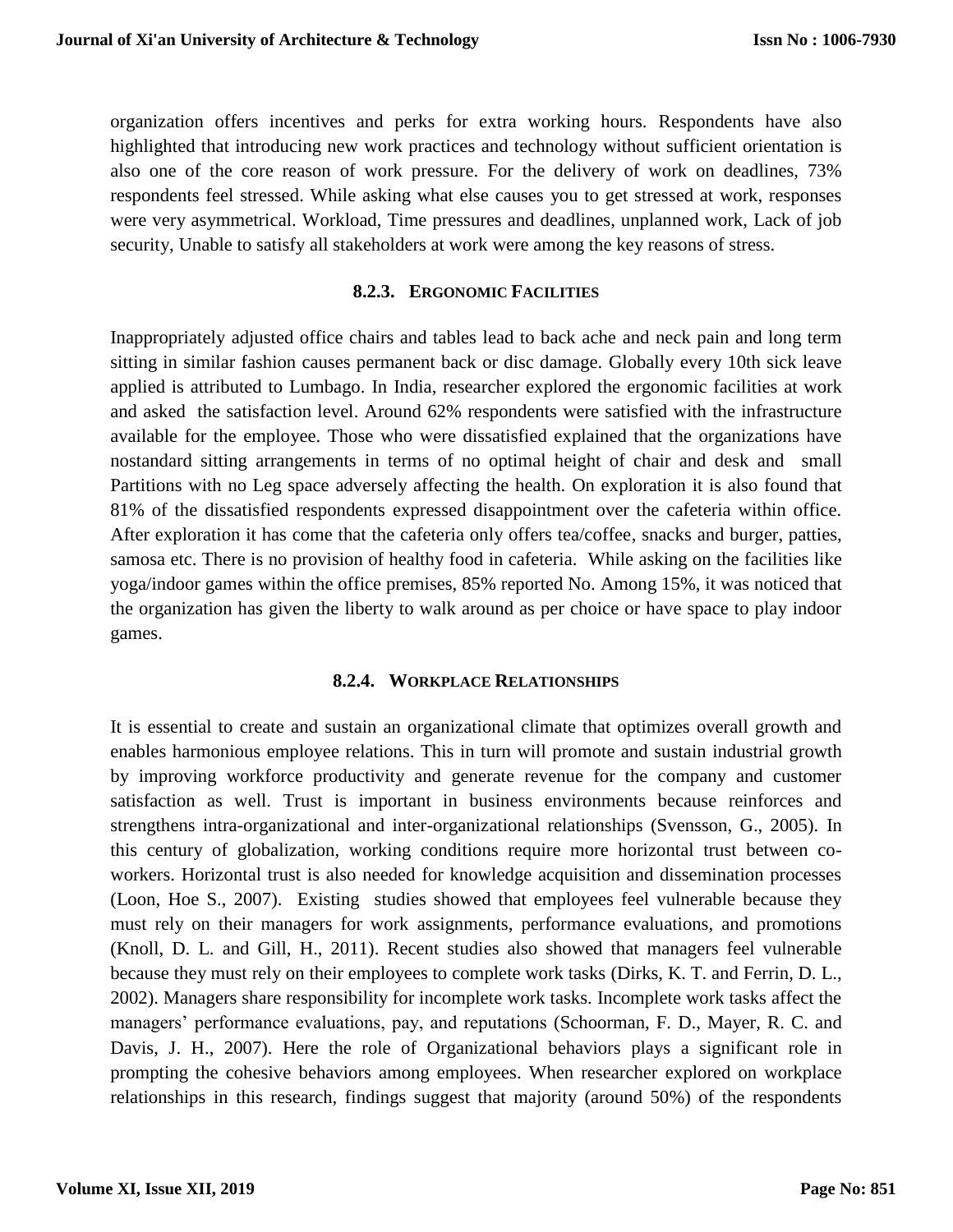organization offers incentives and perks for extra working hours. Respondents have also highlighted that introducing new work practices and technology without sufficient orientation is also one of the core reason of work pressure. For the delivery of work on deadlines, 73% respondents feel stressed. While asking what else causes you to get stressed at work, responses were very asymmetrical. Workload, Time pressures and deadlines, unplanned work, Lack of job security, Unable to satisfy all stakeholders at work were among the key reasons of stress.

### 8.2.3. Ergonomic Facilities

Inappropriately adjusted office chairs and tables lead to back ache and neck pain and long term sitting in similar fashion causes permanent back or disc damage. Globally every 10th sick leave applied is attributed to Lumbago. In India, researcher explored the ergonomic facilities at work and asked the satisfaction level. Around 62% respondents were satisfied with the infrastructure available for the employee. Those who were dissatisfied explained that the organizations have nostandard sitting arrangements in terms of no optimal height of chair and desk and small Partitions with no Leg space adversely affecting the health. On exploration it is also found that 81% of the dissatisfied respondents expressed disappointment over the cafeteria within office. After exploration it has come that the cafeteria only offers tea/coffee, snacks and burger, patties, samosa etc. There is no provision of healthy food in cafeteria. While asking on the facilities like yoga/indoor games within the office premises, 85% reported No. Among 15%, it was noticed that the organization has given the liberty to walk around as per choice or have space to play indoor games.

### 8.2.4. Workplace Relationships

It is essential to create and sustain an organizational climate that optimizes overall growth and enables harmonious employee relations. This in turn will promote and sustain industrial growth by improving workforce productivity and generate revenue for the company and customer satisfaction as well. Trust is important in business environments because reinforces and strengthens intra-organizational and inter-organizational relationships (Svensson, G., 2005). In this century of globalization, working conditions require more horizontal trust between co-workers. Horizontal trust is also needed for knowledge acquisition and dissemination processes (Loon, Hoe S., 2007). Existing studies showed that employees feel vulnerable because they must rely on their managers for work assignments, performance evaluations, and promotions (Knoll, D. L. and Gill, H., 2011). Recent studies also showed that managers feel vulnerable because they must rely on their employees to complete work tasks (Dirks, K. T. and Ferrin, D. L., 2002). Managers share responsibility for incomplete work tasks. Incomplete work tasks affect the managers' performance evaluations, pay, and reputations (Schoorman, F. D., Mayer, R. C. and Davis, J. H., 2007). Here the role of Organizational behaviors plays a significant role in prompting the cohesive behaviors among employees. When researcher explored on workplace relationships in this research, findings suggest that majority (around 50%) of the respondents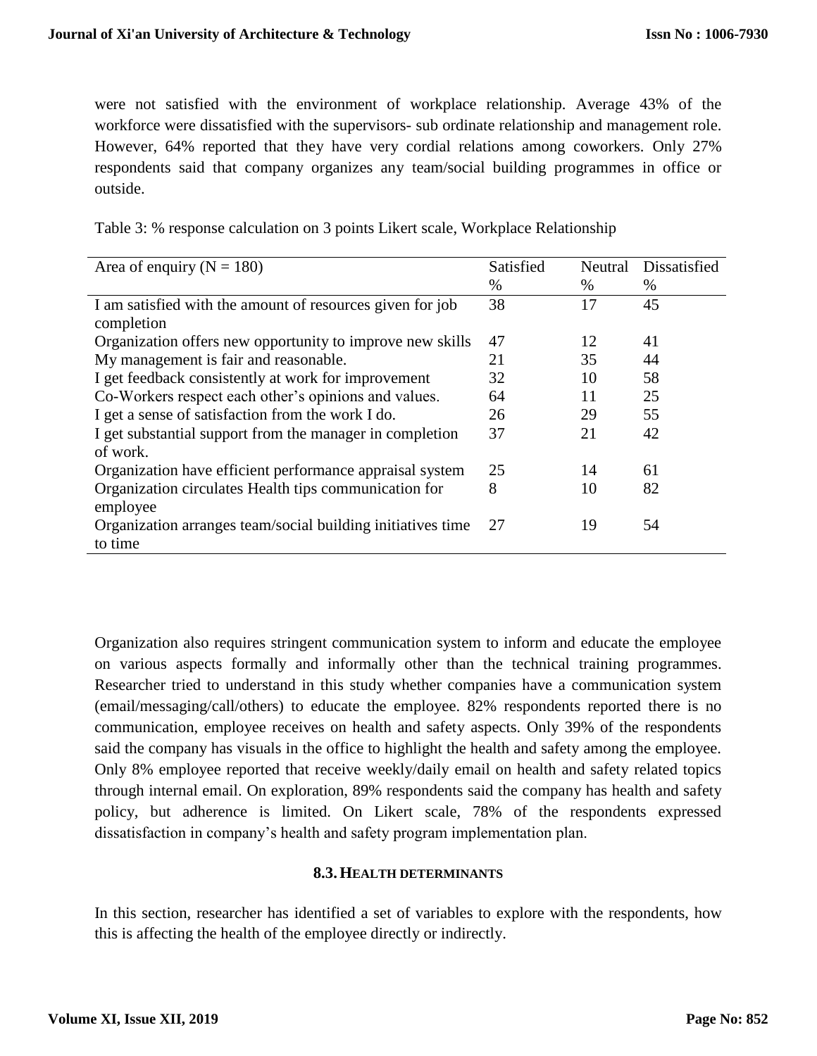were not satisfied with the environment of workplace relationship. Average 43% of the workforce were dissatisfied with the supervisors- sub ordinate relationship and management role. However, 64% reported that they have very cordial relations among coworkers. Only 27% respondents said that company organizes any team/social building programmes in office or outside.

Table 3: % response calculation on 3 points Likert scale, Workplace Relationship

| Area of enquiry (N = 180) | Satisfied % | Neutral % | Dissatisfied % |
|---|---|---|---|
| I am satisfied with the amount of resources given for job completion | 38 | 17 | 45 |
| Organization offers new opportunity to improve new skills | 47 | 12 | 41 |
| My management is fair and reasonable. | 21 | 35 | 44 |
| I get feedback consistently at work for improvement | 32 | 10 | 58 |
| Co-Workers respect each other's opinions and values. | 64 | 11 | 25 |
| I get a sense of satisfaction from the work I do. | 26 | 29 | 55 |
| I get substantial support from the manager in completion of work. | 37 | 21 | 42 |
| Organization have efficient performance appraisal system | 25 | 14 | 61 |
| Organization circulates Health tips communication for employee | 8 | 10 | 82 |
| Organization arranges team/social building initiatives time to time | 27 | 19 | 54 |

Organization also requires stringent communication system to inform and educate the employee on various aspects formally and informally other than the technical training programmes. Researcher tried to understand in this study whether companies have a communication system (email/messaging/call/others) to educate the employee. 82% respondents reported there is no communication, employee receives on health and safety aspects. Only 39% of the respondents said the company has visuals in the office to highlight the health and safety among the employee. Only 8% employee reported that receive weekly/daily email on health and safety related topics through internal email. On exploration, 89% respondents said the company has health and safety policy, but adherence is limited. On Likert scale, 78% of the respondents expressed dissatisfaction in company's health and safety program implementation plan.

### 8.3. Health determinants

In this section, researcher has identified a set of variables to explore with the respondents, how this is affecting the health of the employee directly or indirectly.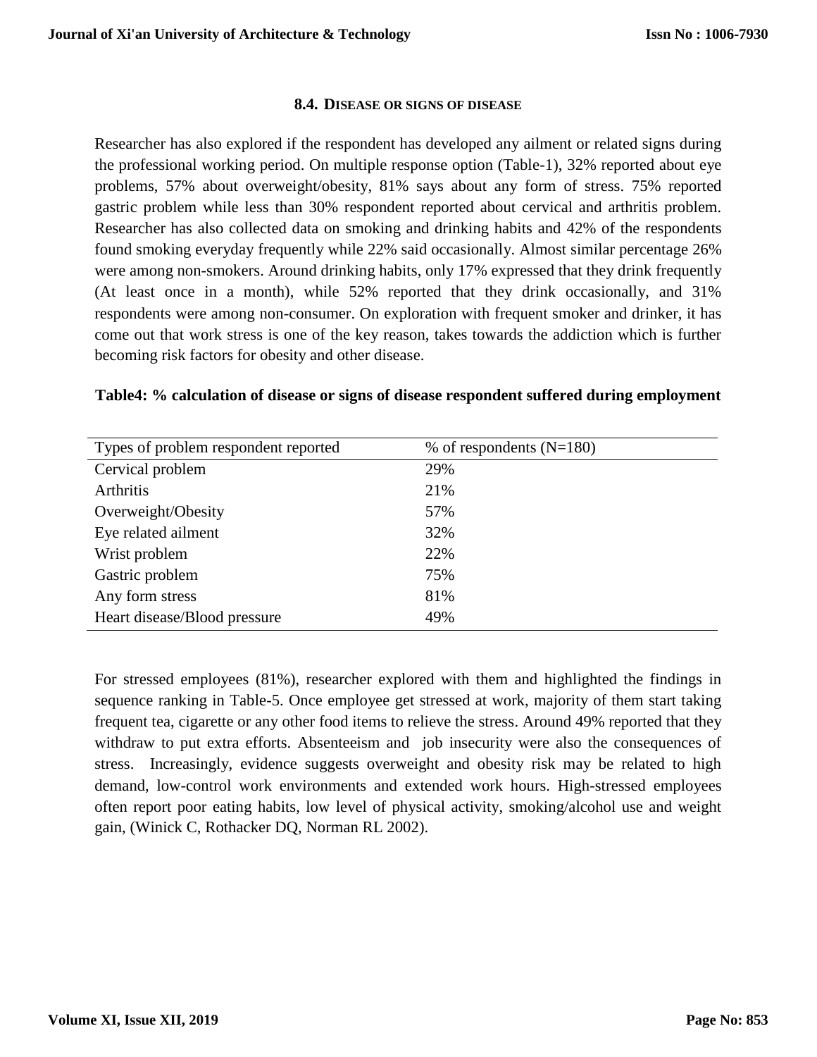### 8.4. DISEASE OR SIGNS OF DISEASE

Researcher has also explored if the respondent has developed any ailment or related signs during the professional working period. On multiple response option (Table-1), 32% reported about eye problems, 57% about overweight/obesity, 81% says about any form of stress. 75% reported gastric problem while less than 30% respondent reported about cervical and arthritis problem. Researcher has also collected data on smoking and drinking habits and 42% of the respondents found smoking everyday frequently while 22% said occasionally. Almost similar percentage 26% were among non-smokers. Around drinking habits, only 17% expressed that they drink frequently (At least once in a month), while 52% reported that they drink occasionally, and 31% respondents were among non-consumer. On exploration with frequent smoker and drinker, it has come out that work stress is one of the key reason, takes towards the addiction which is further becoming risk factors for obesity and other disease.

**Table4: % calculation of disease or signs of disease respondent suffered during employment**

| Types of problem respondent reported | % of respondents (N=180) |
|---|---|
| Cervical problem | 29% |
| Arthritis | 21% |
| Overweight/Obesity | 57% |
| Eye related ailment | 32% |
| Wrist problem | 22% |
| Gastric problem | 75% |
| Any form stress | 81% |
| Heart disease/Blood pressure | 49% |

For stressed employees (81%), researcher explored with them and highlighted the findings in sequence ranking in Table-5. Once employee get stressed at work, majority of them start taking frequent tea, cigarette or any other food items to relieve the stress. Around 49% reported that they withdraw to put extra efforts. Absenteeism and job insecurity were also the consequences of stress. Increasingly, evidence suggests overweight and obesity risk may be related to high demand, low-control work environments and extended work hours. High-stressed employees often report poor eating habits, low level of physical activity, smoking/alcohol use and weight gain, (Winick C, Rothacker DQ, Norman RL 2002).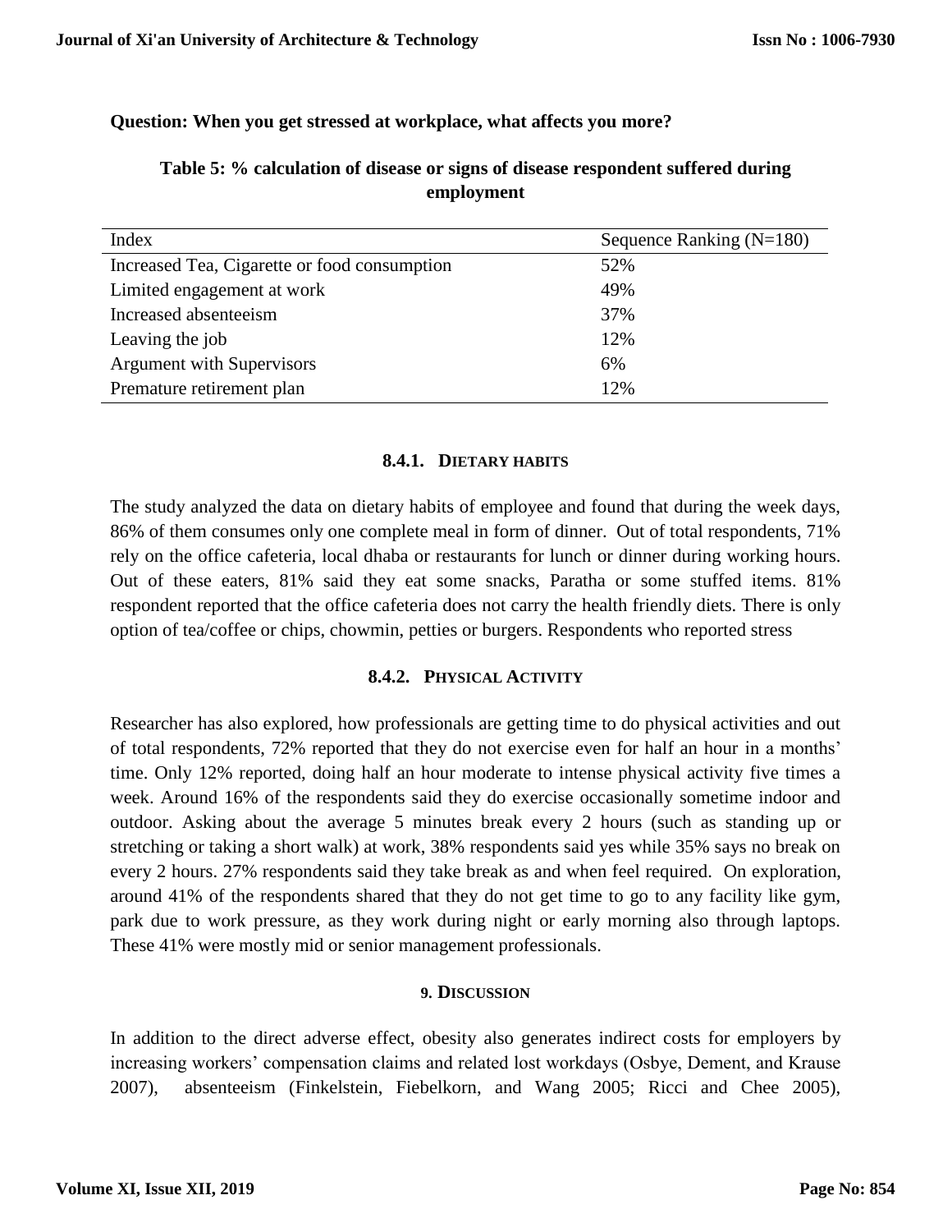**Question: When you get stressed at workplace, what affects you more?**

**Table 5: % calculation of disease or signs of disease respondent suffered during employment**

| Index | Sequence Ranking (N=180) |
|---|---|
| Increased Tea, Cigarette or food consumption | 52% |
| Limited engagement at work | 49% |
| Increased absenteeism | 37% |
| Leaving the job | 12% |
| Argument with Supervisors | 6% |
| Premature retirement plan | 12% |

### 8.4.1. DIETARY HABITS

The study analyzed the data on dietary habits of employee and found that during the week days, 86% of them consumes only one complete meal in form of dinner. Out of total respondents, 71% rely on the office cafeteria, local dhaba or restaurants for lunch or dinner during working hours. Out of these eaters, 81% said they eat some snacks, Paratha or some stuffed items. 81% respondent reported that the office cafeteria does not carry the health friendly diets. There is only option of tea/coffee or chips, chowmin, petties or burgers. Respondents who reported stress

### 8.4.2. PHYSICAL ACTIVITY

Researcher has also explored, how professionals are getting time to do physical activities and out of total respondents, 72% reported that they do not exercise even for half an hour in a months' time. Only 12% reported, doing half an hour moderate to intense physical activity five times a week. Around 16% of the respondents said they do exercise occasionally sometime indoor and outdoor. Asking about the average 5 minutes break every 2 hours (such as standing up or stretching or taking a short walk) at work, 38% respondents said yes while 35% says no break on every 2 hours. 27% respondents said they take break as and when feel required. On exploration, around 41% of the respondents shared that they do not get time to go to any facility like gym, park due to work pressure, as they work during night or early morning also through laptops. These 41% were mostly mid or senior management professionals.

## 9. DISCUSSION

In addition to the direct adverse effect, obesity also generates indirect costs for employers by increasing workers' compensation claims and related lost workdays (Osbye, Dement, and Krause 2007), absenteeism (Finkelstein, Fiebelkorn, and Wang 2005; Ricci and Chee 2005),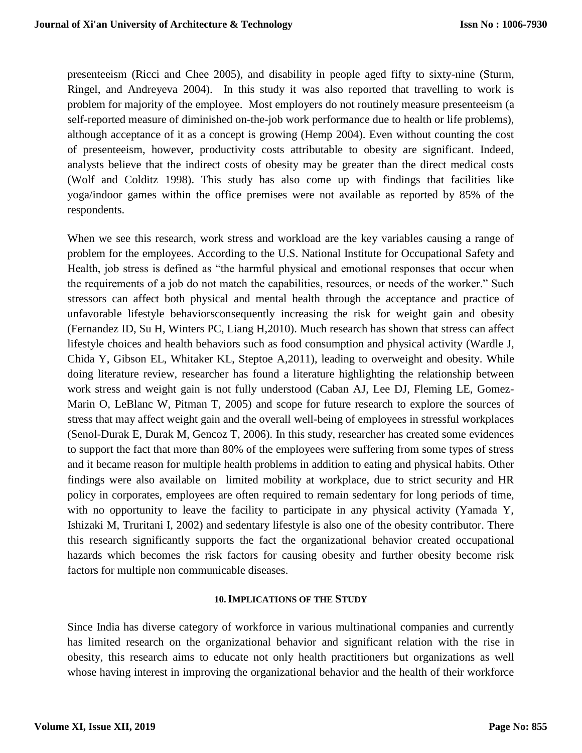presenteeism (Ricci and Chee 2005), and disability in people aged fifty to sixty-nine (Sturm, Ringel, and Andreyeva 2004). In this study it was also reported that travelling to work is problem for majority of the employee. Most employers do not routinely measure presenteeism (a self-reported measure of diminished on-the-job work performance due to health or life problems), although acceptance of it as a concept is growing (Hemp 2004). Even without counting the cost of presenteeism, however, productivity costs attributable to obesity are significant. Indeed, analysts believe that the indirect costs of obesity may be greater than the direct medical costs (Wolf and Colditz 1998). This study has also come up with findings that facilities like yoga/indoor games within the office premises were not available as reported by 85% of the respondents.

When we see this research, work stress and workload are the key variables causing a range of problem for the employees. According to the U.S. National Institute for Occupational Safety and Health, job stress is defined as "the harmful physical and emotional responses that occur when the requirements of a job do not match the capabilities, resources, or needs of the worker." Such stressors can affect both physical and mental health through the acceptance and practice of unfavorable lifestyle behaviorsconsequently increasing the risk for weight gain and obesity (Fernandez ID, Su H, Winters PC, Liang H,2010). Much research has shown that stress can affect lifestyle choices and health behaviors such as food consumption and physical activity (Wardle J, Chida Y, Gibson EL, Whitaker KL, Steptoe A,2011), leading to overweight and obesity. While doing literature review, researcher has found a literature highlighting the relationship between work stress and weight gain is not fully understood (Caban AJ, Lee DJ, Fleming LE, Gomez-Marin O, LeBlanc W, Pitman T, 2005) and scope for future research to explore the sources of stress that may affect weight gain and the overall well-being of employees in stressful workplaces (Senol-Durak E, Durak M, Gencoz T, 2006). In this study, researcher has created some evidences to support the fact that more than 80% of the employees were suffering from some types of stress and it became reason for multiple health problems in addition to eating and physical habits. Other findings were also available on limited mobility at workplace, due to strict security and HR policy in corporates, employees are often required to remain sedentary for long periods of time, with no opportunity to leave the facility to participate in any physical activity (Yamada Y, Ishizaki M, Truritani I, 2002) and sedentary lifestyle is also one of the obesity contributor. There this research significantly supports the fact the organizational behavior created occupational hazards which becomes the risk factors for causing obesity and further obesity become risk factors for multiple non communicable diseases.

## 10. Implications of the Study

Since India has diverse category of workforce in various multinational companies and currently has limited research on the organizational behavior and significant relation with the rise in obesity, this research aims to educate not only health practitioners but organizations as well whose having interest in improving the organizational behavior and the health of their workforce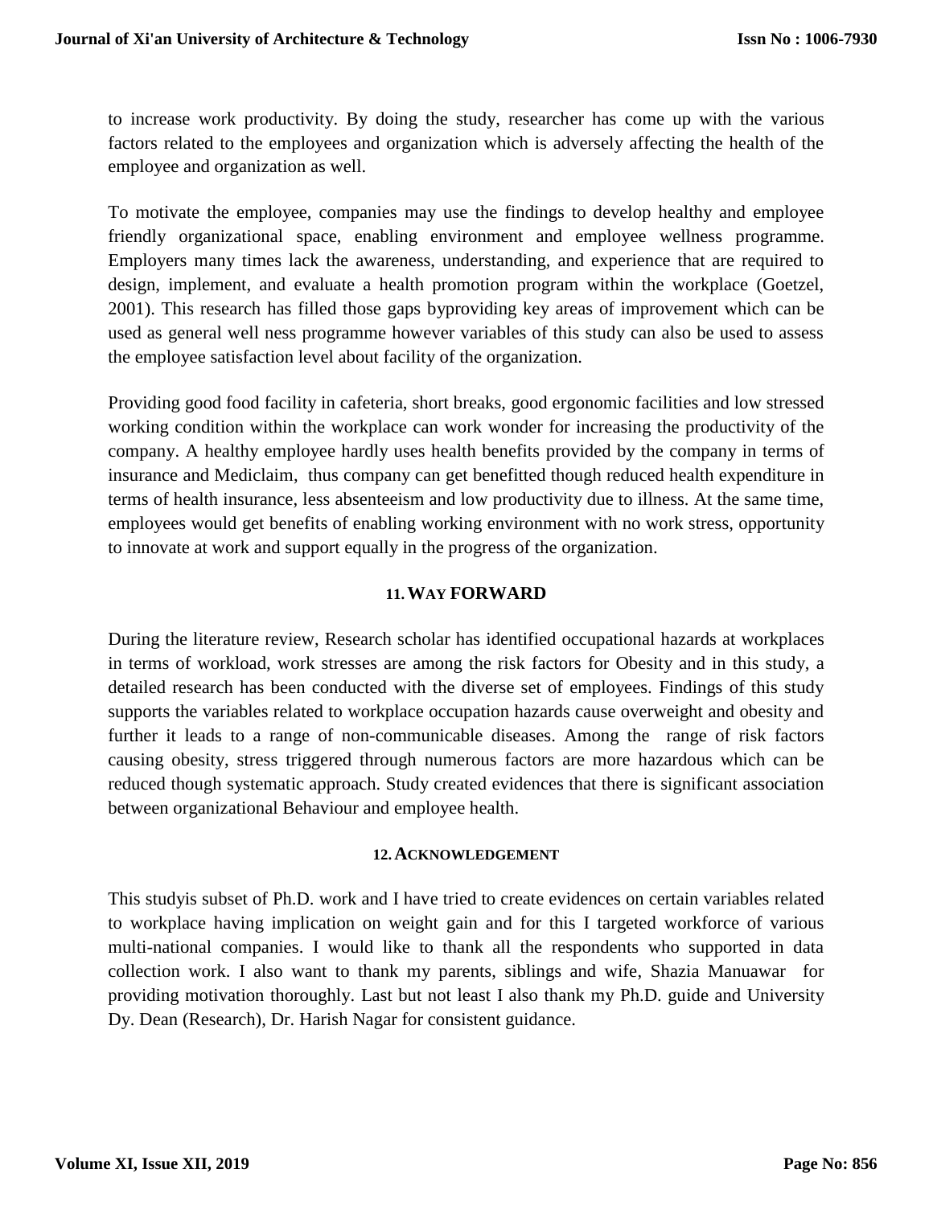to increase work productivity. By doing the study, researcher has come up with the various factors related to the employees and organization which is adversely affecting the health of the employee and organization as well.

To motivate the employee, companies may use the findings to develop healthy and employee friendly organizational space, enabling environment and employee wellness programme. Employers many times lack the awareness, understanding, and experience that are required to design, implement, and evaluate a health promotion program within the workplace (Goetzel, 2001). This research has filled those gaps byproviding key areas of improvement which can be used as general well ness programme however variables of this study can also be used to assess the employee satisfaction level about facility of the organization.

Providing good food facility in cafeteria, short breaks, good ergonomic facilities and low stressed working condition within the workplace can work wonder for increasing the productivity of the company. A healthy employee hardly uses health benefits provided by the company in terms of insurance and Mediclaim, thus company can get benefitted though reduced health expenditure in terms of health insurance, less absenteeism and low productivity due to illness. At the same time, employees would get benefits of enabling working environment with no work stress, opportunity to innovate at work and support equally in the progress of the organization.

## 11. WAY FORWARD

During the literature review, Research scholar has identified occupational hazards at workplaces in terms of workload, work stresses are among the risk factors for Obesity and in this study, a detailed research has been conducted with the diverse set of employees. Findings of this study supports the variables related to workplace occupation hazards cause overweight and obesity and further it leads to a range of non-communicable diseases. Among the range of risk factors causing obesity, stress triggered through numerous factors are more hazardous which can be reduced though systematic approach. Study created evidences that there is significant association between organizational Behaviour and employee health.

## 12. ACKNOWLEDGEMENT

This studyis subset of Ph.D. work and I have tried to create evidences on certain variables related to workplace having implication on weight gain and for this I targeted workforce of various multi-national companies. I would like to thank all the respondents who supported in data collection work. I also want to thank my parents, siblings and wife, Shazia Manuawar for providing motivation thoroughly. Last but not least I also thank my Ph.D. guide and University Dy. Dean (Research), Dr. Harish Nagar for consistent guidance.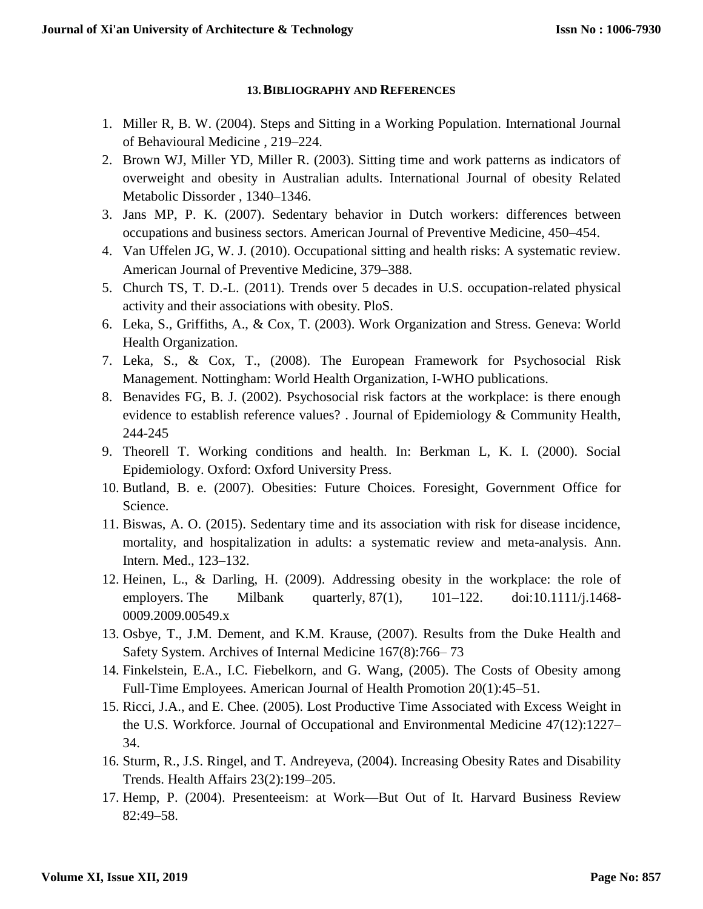## 13. Bibliography and References

1. Miller R, B. W. (2004). Steps and Sitting in a Working Population. International Journal of Behavioural Medicine , 219–224.
2. Brown WJ, Miller YD, Miller R. (2003). Sitting time and work patterns as indicators of overweight and obesity in Australian adults. International Journal of obesity Related Metabolic Dissorder , 1340–1346.
3. Jans MP, P. K. (2007). Sedentary behavior in Dutch workers: differences between occupations and business sectors. American Journal of Preventive Medicine, 450–454.
4. Van Uffelen JG, W. J. (2010). Occupational sitting and health risks: A systematic review. American Journal of Preventive Medicine, 379–388.
5. Church TS, T. D.-L. (2011). Trends over 5 decades in U.S. occupation-related physical activity and their associations with obesity. PloS.
6. Leka, S., Griffiths, A., & Cox, T. (2003). Work Organization and Stress. Geneva: World Health Organization.
7. Leka, S., & Cox, T., (2008). The European Framework for Psychosocial Risk Management. Nottingham: World Health Organization, I-WHO publications.
8. Benavides FG, B. J. (2002). Psychosocial risk factors at the workplace: is there enough evidence to establish reference values? . Journal of Epidemiology & Community Health, 244-245
9. Theorell T. Working conditions and health. In: Berkman L, K. I. (2000). Social Epidemiology. Oxford: Oxford University Press.
10. Butland, B. e. (2007). Obesities: Future Choices. Foresight, Government Office for Science.
11. Biswas, A. O. (2015). Sedentary time and its association with risk for disease incidence, mortality, and hospitalization in adults: a systematic review and meta-analysis. Ann. Intern. Med., 123–132.
12. Heinen, L., & Darling, H. (2009). Addressing obesity in the workplace: the role of employers. The Milbank quarterly, 87(1), 101–122. doi:10.1111/j.1468-0009.2009.00549.x
13. Osbye, T., J.M. Dement, and K.M. Krause, (2007). Results from the Duke Health and Safety System. Archives of Internal Medicine 167(8):766– 73
14. Finkelstein, E.A., I.C. Fiebelkorn, and G. Wang, (2005). The Costs of Obesity among Full-Time Employees. American Journal of Health Promotion 20(1):45–51.
15. Ricci, J.A., and E. Chee. (2005). Lost Productive Time Associated with Excess Weight in the U.S. Workforce. Journal of Occupational and Environmental Medicine 47(12):1227–34.
16. Sturm, R., J.S. Ringel, and T. Andreyeva, (2004). Increasing Obesity Rates and Disability Trends. Health Affairs 23(2):199–205.
17. Hemp, P. (2004). Presenteeism: at Work—But Out of It. Harvard Business Review 82:49–58.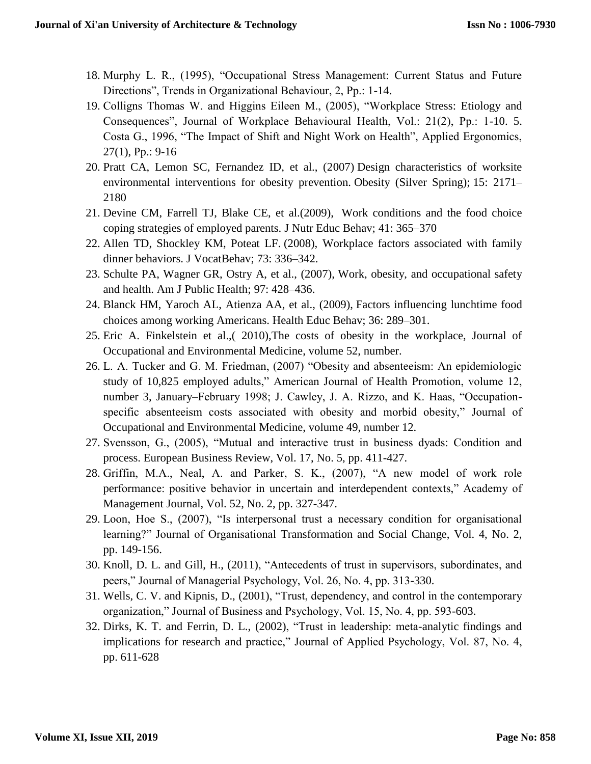18. Murphy L. R., (1995), "Occupational Stress Management: Current Status and Future Directions", Trends in Organizational Behaviour, 2, Pp.: 1-14.
19. Colligns Thomas W. and Higgins Eileen M., (2005), "Workplace Stress: Etiology and Consequences", Journal of Workplace Behavioural Health, Vol.: 21(2), Pp.: 1-10. 5. Costa G., 1996, "The Impact of Shift and Night Work on Health", Applied Ergonomics, 27(1), Pp.: 9-16
20. Pratt CA, Lemon SC, Fernandez ID, et al., (2007) Design characteristics of worksite environmental interventions for obesity prevention. Obesity (Silver Spring); 15: 2171–2180
21. Devine CM, Farrell TJ, Blake CE, et al.(2009), Work conditions and the food choice coping strategies of employed parents. J Nutr Educ Behav; 41: 365–370
22. Allen TD, Shockley KM, Poteat LF. (2008), Workplace factors associated with family dinner behaviors. J VocatBehav; 73: 336–342.
23. Schulte PA, Wagner GR, Ostry A, et al., (2007), Work, obesity, and occupational safety and health. Am J Public Health; 97: 428–436.
24. Blanck HM, Yaroch AL, Atienza AA, et al., (2009), Factors influencing lunchtime food choices among working Americans. Health Educ Behav; 36: 289–301.
25. Eric A. Finkelstein et al.,( 2010),The costs of obesity in the workplace, Journal of Occupational and Environmental Medicine, volume 52, number.
26. L. A. Tucker and G. M. Friedman, (2007) "Obesity and absenteeism: An epidemiologic study of 10,825 employed adults," American Journal of Health Promotion, volume 12, number 3, January–February 1998; J. Cawley, J. A. Rizzo, and K. Haas, "Occupation-specific absenteeism costs associated with obesity and morbid obesity," Journal of Occupational and Environmental Medicine, volume 49, number 12.
27. Svensson, G., (2005), "Mutual and interactive trust in business dyads: Condition and process. European Business Review, Vol. 17, No. 5, pp. 411-427.
28. Griffin, M.A., Neal, A. and Parker, S. K., (2007), "A new model of work role performance: positive behavior in uncertain and interdependent contexts," Academy of Management Journal, Vol. 52, No. 2, pp. 327-347.
29. Loon, Hoe S., (2007), "Is interpersonal trust a necessary condition for organisational learning?" Journal of Organisational Transformation and Social Change, Vol. 4, No. 2, pp. 149-156.
30. Knoll, D. L. and Gill, H., (2011), "Antecedents of trust in supervisors, subordinates, and peers," Journal of Managerial Psychology, Vol. 26, No. 4, pp. 313-330.
31. Wells, C. V. and Kipnis, D., (2001), "Trust, dependency, and control in the contemporary organization," Journal of Business and Psychology, Vol. 15, No. 4, pp. 593-603.
32. Dirks, K. T. and Ferrin, D. L., (2002), "Trust in leadership: meta-analytic findings and implications for research and practice," Journal of Applied Psychology, Vol. 87, No. 4, pp. 611-628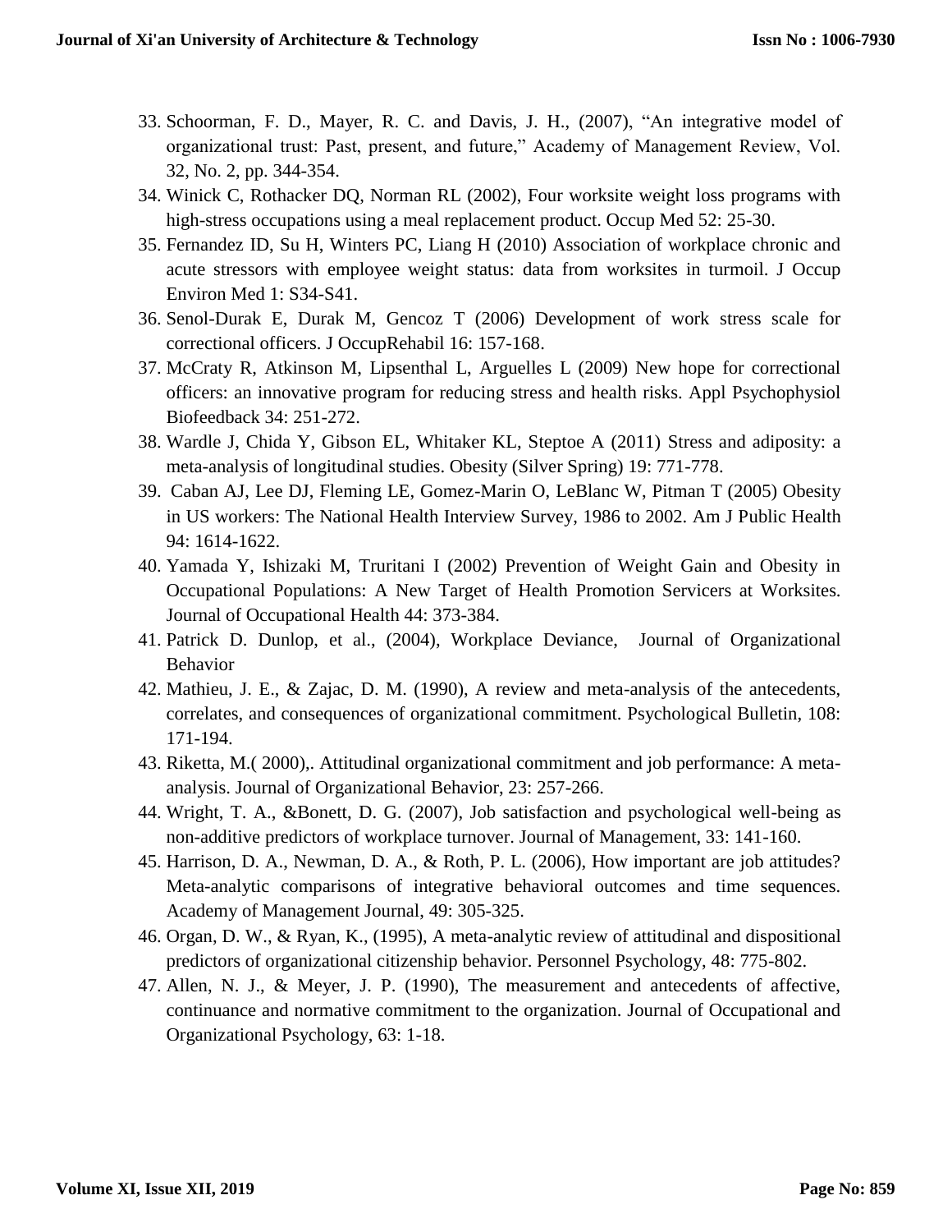33. Schoorman, F. D., Mayer, R. C. and Davis, J. H., (2007), "An integrative model of organizational trust: Past, present, and future," Academy of Management Review, Vol. 32, No. 2, pp. 344-354.
34. Winick C, Rothacker DQ, Norman RL (2002), Four worksite weight loss programs with high-stress occupations using a meal replacement product. Occup Med 52: 25-30.
35. Fernandez ID, Su H, Winters PC, Liang H (2010) Association of workplace chronic and acute stressors with employee weight status: data from worksites in turmoil. J Occup Environ Med 1: S34-S41.
36. Senol-Durak E, Durak M, Gencoz T (2006) Development of work stress scale for correctional officers. J OccupRehabil 16: 157-168.
37. McCraty R, Atkinson M, Lipsenthal L, Arguelles L (2009) New hope for correctional officers: an innovative program for reducing stress and health risks. Appl Psychophysiol Biofeedback 34: 251-272.
38. Wardle J, Chida Y, Gibson EL, Whitaker KL, Steptoe A (2011) Stress and adiposity: a meta-analysis of longitudinal studies. Obesity (Silver Spring) 19: 771-778.
39. Caban AJ, Lee DJ, Fleming LE, Gomez-Marin O, LeBlanc W, Pitman T (2005) Obesity in US workers: The National Health Interview Survey, 1986 to 2002. Am J Public Health 94: 1614-1622.
40. Yamada Y, Ishizaki M, Truritani I (2002) Prevention of Weight Gain and Obesity in Occupational Populations: A New Target of Health Promotion Servicers at Worksites. Journal of Occupational Health 44: 373-384.
41. Patrick D. Dunlop, et al., (2004), Workplace Deviance, Journal of Organizational Behavior
42. Mathieu, J. E., & Zajac, D. M. (1990), A review and meta-analysis of the antecedents, correlates, and consequences of organizational commitment. Psychological Bulletin, 108: 171-194.
43. Riketta, M.( 2000),. Attitudinal organizational commitment and job performance: A meta-analysis. Journal of Organizational Behavior, 23: 257-266.
44. Wright, T. A., &Bonett, D. G. (2007), Job satisfaction and psychological well-being as non-additive predictors of workplace turnover. Journal of Management, 33: 141-160.
45. Harrison, D. A., Newman, D. A., & Roth, P. L. (2006), How important are job attitudes? Meta-analytic comparisons of integrative behavioral outcomes and time sequences. Academy of Management Journal, 49: 305-325.
46. Organ, D. W., & Ryan, K., (1995), A meta-analytic review of attitudinal and dispositional predictors of organizational citizenship behavior. Personnel Psychology, 48: 775-802.
47. Allen, N. J., & Meyer, J. P. (1990), The measurement and antecedents of affective, continuance and normative commitment to the organization. Journal of Occupational and Organizational Psychology, 63: 1-18.